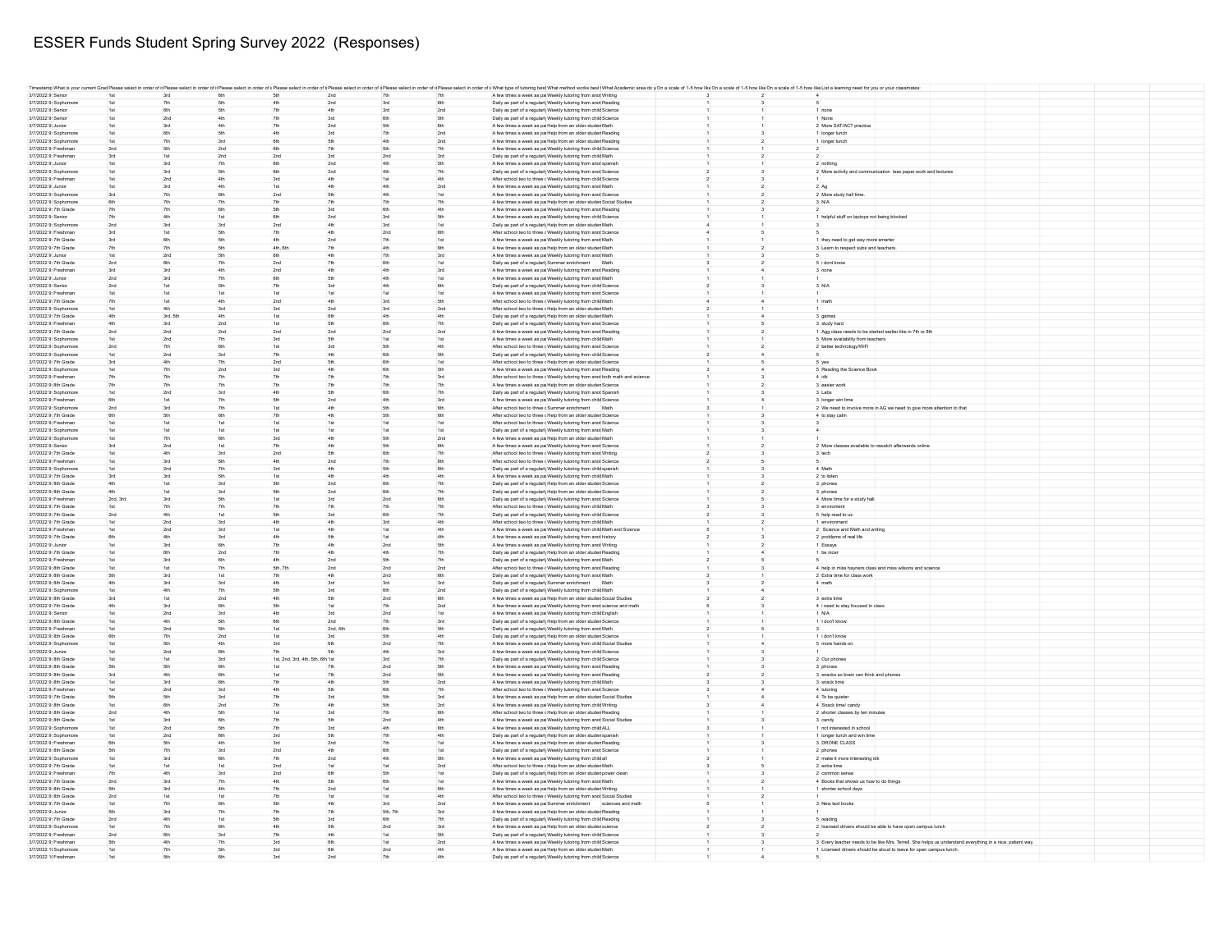# ESSER Funds Student Spring Survey 2022 (Responses)

| Timestamp | What is your current Grad | Please select in order of i | Please select in order of i | Please select in order of i | Please select in order of i | Please select in order of i | Please select in order of i | Please select in order of i | What type of tutoring best | What method works best f | What Academic area do y | On a scale of 1-5 how like | On a scale of 1-5 how like | On a scale of 1-5 how like | List a learning need for you or your classmates: |
|---|---|---|---|---|---|---|---|---|---|---|---|---|---|---|---|
| 3/7/2022 9: | Senior | 1st | 3rd | 6th | 5th | 2nd | 7th | 7th | A few times a week as pa | Weekly tutoring from anot | Writing | 3 | 2 | 4 | |
| 3/7/2022 9: | Sophomore | 1st | 7th | 5th | 4th | 2nd | 3rd | 6th | Daily as part of a regularly | Weekly tutoring from anot | Reading | 1 | 3 | 5 | |
| 3/7/2022 9: | Senior | 1st | 6th | 5th | 7th | 4th | 3rd | 2nd | Daily as part of a regularly | Weekly tutoring from child | Science | 1 | 1 | 1 | none |
| 3/7/2022 9: | Senior | 1st | 2nd | 4th | 7th | 3rd | 6th | 5th | Daily as part of a regularly | Weekly tutoring from child | Science | 1 | 1 | 1 | None |
| 3/7/2022 9: | Junior | 1st | 3rd | 4th | 7th | 2nd | 5th | 6th | A few times a week as pa | Help from an older student | Math | 1 | 1 | 2 | More SAT/ACT practice |
| 3/7/2022 9: | Sophomore | 1st | 6th | 5th | 4th | 3rd | 7th | 2nd | A few times a week as pa | Help from an older student | Reading | 1 | 3 | 1 | longer lunch |
| 3/7/2022 9: | Sophomore | 1st | 7th | 3rd | 6th | 5th | 4th | 2nd | A few times a week as pa | Help from an older student | Reading | 1 | 2 | 1 | longer lunch |
| 3/7/2022 9: | Freshman | 2nd | 5th | 2nd | 6th | 7th | 5th | 7th | A few times a week as pa | Weekly tutoring from child | Science | 1 | 1 | 2 | |
| 3/7/2022 9: | Freshman | 3rd | 1st | 2nd | 2nd | 3rd | 2nd | 3rd | Daily as part of a regularly | Weekly tutoring from child | Math | 1 | 2 | 2 | |
| 3/7/2022 9: | Junior | 1st | 3rd | 7th | 6th | 2nd | 4th | 5th | A few times a week as pa | Weekly tutoring from anot | spanish | 1 | 1 | 2 | nothing |
| 3/7/2022 9: | Sophomore | 1st | 3rd | 5th | 6th | 2nd | 4th | 7th | Daily as part of a regularly | Weekly tutoring from anot | Science | 2 | 3 | 2 | More activity and communication less paper work and lectures |
| 3/7/2022 9: | Freshman | 1st | 2nd | 4th | 3rd | 4th | 1st | 4th | After school two to three c | Weekly tutoring from anot | Science | 2 | 3 | 1 | |
| 3/7/2022 9: | Junior | 1st | 3rd | 4th | 1st | 4th | 4th | 2nd | A few times a week as pa | Weekly tutoring from anot | Math | 1 | 2 | 2 | Ag |
| 3/7/2022 9: | Sophomore | 3rd | 7th | 6th | 2nd | 5th | 4th | 1st | A few times a week as pa | Weekly tutoring from anot | Science | 1 | 2 | 2 | More study hall time. |
| 3/7/2022 9: | Sophomore | 6th | 7th | 7th | 7th | 7th | 7th | 7th | A few times a week as pa | Help from an older student | Social Studies | 1 | 2 | 3 | N/A |
| 3/7/2022 9: | 7th Grade | 7th | 7th | 6th | 5th | 3rd | 6th | 4th | A few times a week as pa | Weekly tutoring from anot | Reading | 1 | 3 | 2 | |
| 3/7/2022 9: | Senior | 7th | 4th | 1st | 6th | 2nd | 3rd | 5th | A few times a week as pa | Weekly tutoring from child | Science | 1 | 1 | 1 | helpful stuff on laptops not being blocked |
| 3/7/2022 9: | Sophomore | 2nd | 3rd | 3rd | 2nd | 4th | 3rd | 1st | Daily as part of a regularly | Help from an older student | Math | 4 | 1 | 3 | |
| 3/7/2022 9: | Freshman | 3rd | 1st | 5th | 7th | 4th | 2nd | 6th | After school two to three c | Weekly tutoring from anot | Science | 4 | 5 | 5 | |
| 3/7/2022 9: | 7th Grade | 3rd | 6th | 5th | 4th | 2nd | 7th | 1st | A few times a week as pa | Weekly tutoring from anot | Math | 1 | 1 | 1 | they need to get way more smarter |
| 3/7/2022 9: | 7th Grade | 7th | 7th | 5th | 4th, 6th | 7th | 4th | 6th | A few times a week as pa | Help from an older student | Math | 1 | 2 | 3 | Learn to respect subs and teachers. |
| 3/7/2022 9: | Junior | 1st | 2nd | 5th | 6th | 4th | 7th | 3rd | A few times a week as pa | Weekly tutoring from anot | Math | 1 | 3 | 5 | |
| 3/7/2022 9: | 7th Grade | 2nd | 6th | 7th | 2nd | 7th | 6th | 1st | Daily as part of a regularly | Summer enrichment | Math | 3 | 2 | 5 | i dont know |
| 3/7/2022 9: | Freshman | 3rd | 3rd | 4th | 2nd | 4th | 4th | 3rd | A few times a week as pa | Weekly tutoring from anot | Reading | 1 | 4 | 3 | none |
| 3/7/2022 9: | Junior | 2nd | 3rd | 7th | 6th | 5th | 4th | 1st | A few times a week as pa | Weekly tutoring from anot | Math | 1 | 1 | 1 | |
| 3/7/2022 9: | Senior | 2nd | 1st | 5th | 7th | 3rd | 4th | 6th | Daily as part of a regularly | Weekly tutoring from child | Science | 2 | 3 | 3 | N/A |
| 3/7/2022 9: | Freshman | 1st | 1st | 1st | 1st | 1st | 1st | 1st | A few times a week as pa | Weekly tutoring from child | Science | 1 | 1 | 1 | |
| 3/7/2022 9: | 7th Grade | 7th | 1st | 4th | 2nd | 4th | 3rd | 5th | After school two to three c | Weekly tutoring from child | Math | 4 | 4 | 1 | math |
| 3/7/2022 9: | Sophomore | 1st | 4th | 3rd | 3rd | 2nd | 3rd | 2nd | After school two to three c | Help from an older student | Math | 2 | 1 | 1 | |
| 3/7/2022 9: | 7th Grade | 4th | 3rd, 5th | 4th | 1st | 6th | 4th | 4th | Daily as part of a regularly | Weekly tutoring from child | Math | 1 | 4 | 3 | games |
| 3/7/2022 9: | Freshman | 4th | 3rd | 2nd | 1st | 5th | 6th | 7th | Daily as part of a regularly | Weekly tutoring from anot | Science | 1 | 5 | 3 | study hard |
| 3/7/2022 9: | 7th Grade | 2nd | 2nd | 2nd | 2nd | 2nd | 2nd | 2nd | A few times a week as pa | Weekly tutoring from anot | Reading | 1 | 2 | 1 | Agg class needs to be started earlier like in 7th or 8th |
| 3/7/2022 9: | Sophomore | 1st | 2nd | 7th | 3rd | 5th | 1st | 1st | A few times a week as pa | Weekly tutoring from child | Math | 1 | 1 | 5 | More availability from teachers |
| 3/7/2022 9: | Sophomore | 2nd | 7th | 6th | 1st | 3rd | 5th | 4th | After school two to three c | Weekly tutoring from anot | Science | 1 | 2 | 2 | better technology/WiFi |
| 3/7/2022 9: | Sophomore | 1st | 2nd | 3rd | 7th | 4th | 6th | 5th | Daily as part of a regularly | Weekly tutoring from child | Science | 2 | 4 | 5 | |
| 3/7/2022 9: | 7th Grade | 3rd | 4th | 7th | 2nd | 5th | 6th | 1st | After school two to three c | Help from an older student | Science | 1 | 5 | 5 | yes |
| 3/7/2022 9: | Sophomore | 1st | 7th | 2nd | 3rd | 4th | 6th | 5th | A few times a week as pa | Weekly tutoring from anot | Reading | 3 | 4 | 5 | Reading the Science Book |
| 3/7/2022 9: | Freshman | 7th | 7th | 7th | 7th | 7th | 7th | 3rd | After school two to three c | Weekly tutoring from anot | both math and science | 1 | 3 | 4 | idk |
| 3/7/2022 9: | 8th Grade | 7th | 7th | 7th | 7th | 7th | 7th | 7th | A few times a week as pa | Help from an older student | Science | 1 | 2 | 3 | easier work |
| 3/7/2022 9: | Sophomore | 1st | 2nd | 3rd | 4th | 5th | 6th | 7th | Daily as part of a regularly | Weekly tutoring from anot | Science | 1 | 3 | 3 | Labs |
| 3/7/2022 9: | Freshman | 6th | 1st | 7th | 5th | 2nd | 4th | 3rd | A few times a week as pa | Weekly tutoring from child | Science | 1 | 4 | 3 | longer win time |
| 3/7/2022 9: | Sophomore | 2nd | 3rd | 7th | 1st | 4th | 5th | 6th | After school two to three c | Summer enrichment | Math | 3 | 1 | 2 | We need to involve more in AG we need to give more attention to that |
| 3/7/2022 9: | 7th Grade | 6th | 5th | 6th | 7th | 4th | 5th | 6th | After school two to three c | Help from an older student | Science | 1 | 3 | 4 | to stay calm |
| 3/7/2022 9: | Freshman | 1st | 1st | 1st | 1st | 1st | 1st | 1st | After school two to three c | Weekly tutoring from anot | Science | 1 | 3 | 3 | |
| 3/7/2022 9: | Sophomore | 1st | 1st | 1st | 1st | 1st | 1st | 1st | Daily as part of a regularly | Weekly tutoring from anot | Math | 1 | 3 | 4 | |
| 3/7/2022 9: | Sophomore | 1st | 7th | 6th | 3rd | 4th | 5th | 2nd | A few times a week as pa | Help from an older student | Math | 1 | 1 | 1 | |
| 3/7/2022 9: | Senior | 3rd | 2nd | 1st | 7th | 4th | 5th | 6th | A few times a week as pa | Weekly tutoring from anot | Science | 1 | 2 | 2 | More classes available to rewatch afterwards online. |
| 3/7/2022 9: | 7th Grade | 1st | 4th | 3rd | 2nd | 5th | 6th | 7th | After school two to three c | Weekly tutoring from anot | Writing | 2 | 3 | 3 | tech |
| 3/7/2022 9: | Freshman | 1st | 3rd | 5th | 4th | 2nd | 7th | 6th | After school two to three c | Weekly tutoring from anot | Science | 2 | 5 | 5 | |
| 3/7/2022 9: | Sophomore | 1st | 2nd | 7th | 3rd | 4th | 5th | 6th | Daily as part of a regularly | Weekly tutoring from child | spanish | 1 | 3 | 4 | Math |
| 3/7/2022 9: | 7th Grade | 3rd | 3rd | 5th | 1st | 4th | 4th | 4th | A few times a week as pa | Weekly tutoring from anot | Math | 1 | 3 | 2 | to listen |
| 3/7/2022 9: | 8th Grade | 4th | 1st | 3rd | 5th | 2nd | 6th | 7th | Daily as part of a regularly | Help from an older student | Science | 1 | 2 | 3 | phones |
| 3/7/2022 9: | 8th Grade | 4th | 1st | 3rd | 5th | 2nd | 6th | 7th | Daily as part of a regularly | Help from an older student | Science | 1 | 2 | 3 | phones |
| 3/7/2022 9: | Freshman | 2nd, 3rd | 3rd | 5th | 1st | 3rd | 2nd | 6th | Daily as part of a regularly | Weekly tutoring from anot | Science | 1 | 5 | 4 | More time for a study hall. |
| 3/7/2022 9: | 7th Grade | 1st | 7th | 7th | 7th | 7th | 7th | 7th | After school two to three c | Weekly tutoring from child | Math | 3 | 3 | 3 | enviroment |
| 3/7/2022 9: | 7th Grade | 2nd | 4th | 1st | 5th | 3rd | 6th | 7th | Daily as part of a regularly | Weekly tutoring from child | Science | 2 | 3 | 5 | help read to us |
| 3/7/2022 9: | 7th Grade | 1st | 2nd | 3rd | 4th | 4th | 3rd | 4th | After school two to three c | Weekly tutoring from child | Math | 1 | 2 | 1 | environment |
| 3/7/2022 9: | Freshman | 1st | 2nd | 3rd | 1st | 4th | 1st | 4th | A few times a week as pa | Weekly tutoring from child | Math and Science | 5 | 1 | 2 | Science and Math and writing |
| 3/7/2022 9: | 7th Grade | 6th | 4th | 3rd | 4th | 5th | 1st | 4th | A few times a week as pa | Weekly tutoring from anot | history | 2 | 3 | 2 | problems of real life |
| 3/7/2022 9: | Junior | 1st | 3rd | 6th | 7th | 4th | 2nd | 5th | A few times a week as pa | Weekly tutoring from anot | Writing | 1 | 2 | 1 | Essays |
| 3/7/2022 9: | 7th Grade | 1st | 6th | 2nd | 7th | 4th | 4th | 7th | After school two to three c | Help from an older student | Reading | 1 | 4 | 1 | be nicer |
| 3/7/2022 9: | Freshman | 1st | 3rd | 6th | 4th | 2nd | 5th | 7th | Daily as part of a regularly | Weekly tutoring from anot | Math | 2 | 5 | 5 | |
| 3/7/2022 9: | 8th Grade | 1st | 1st | 7th | 5th, 7th | 2nd | 2nd | 2nd | After school two to three c | Weekly tutoring from anot | Reading | 1 | 3 | 4 | help in miss hayners class and miss wilsons and science |
| 3/7/2022 9: | 8th Grade | 5th | 3rd | 1st | 7th | 4th | 2nd | 6th | Daily as part of a regularly | Weekly tutoring from anot | Math | 3 | 1 | 2 | Extra time for class work |
| 3/7/2022 9: | 8th Grade | 4th | 3rd | 4th | 3rd | 3rd | 3rd | 3rd | Daily as part of a regularly | Summer enrichment | Math | 3 | 2 | 4 | math |
| 3/7/2022 9: | Sophomore | 1st | 4th | 7th | 5th | 3rd | 6th | 2nd | Daily as part of a regularly | Weekly tutoring from child | Math | 1 | 4 | 1 | |
| 3/7/2022 9: | 8th Grade | 3rd | 1st | 2nd | 4th | 5th | 2nd | 6th | A few times a week as pa | Help from an older student | Social Studies | 3 | 2 | 3 | extra time |
| 3/7/2022 9: | 7th Grade | 4th | 3rd | 6th | 5th | 1st | 7th | 2nd | A few times a week as pa | Weekly tutoring from anot | science and math | 5 | 3 | 4 | i need to stay focused in class |
| 3/7/2022 9: | Senior | 1st | 2nd | 3rd | 4th | 3rd | 2nd | 1st | A few times a week as pa | Weekly tutoring from child | English | 1 | 1 | 1 | N/A |
| 3/7/2022 9: | 8th Grade | 1st | 4th | 5th | 6th | 2nd | 7th | 3rd | Daily as part of a regularly | Help from an older student | Science | 1 | 1 | 1 | I don't know. |
| 3/7/2022 9: | Freshman | 1st | 2nd | 5th | 1st | 2nd, 4th | 6th | 5th | Daily as part of a regularly | Weekly tutoring from anot | Math | 2 | 5 | 3 | |
| 3/7/2022 9: | 8th Grade | 6th | 7th | 2nd | 1st | 3rd | 5th | 4th | Daily as part of a regularly | Help from an older student | Science | 1 | 1 | 1 | i dont know |
| 3/7/2022 9: | Sophomore | 1st | 5th | 4th | 3rd | 6th | 2nd | 7th | A few times a week as pa | Weekly tutoring from child | Social Studies | 1 | 4 | 5 | more hands on |
| 3/7/2022 9: | Junior | 1st | 2nd | 6th | 7th | 5th | 4th | 3rd | A few times a week as pa | Weekly tutoring from child | Science | 1 | 3 | 1 | |
| 3/7/2022 9: | 8th Grade | 1st | 1st | 3rd | 1st, 2nd, 3rd, 4th, 5th, 6th | 1st | 3rd | 7th | Daily as part of a regularly | Weekly tutoring from child | Science | 1 | 3 | 2 | Our phones |
| 3/7/2022 9: | 8th Grade | 5th | 5th | 6th | 1st | 7th | 2nd | 5th | A few times a week as pa | Weekly tutoring from anot | Reading | 1 | 3 | 3 | phones |
| 3/7/2022 9: | 8th Grade | 3rd | 4th | 6th | 1st | 7th | 2nd | 5th | A few times a week as pa | Weekly tutoring from anot | Reading | 2 | 2 | 3 | snacks so brain can think and phones |
| 3/7/2022 9: | 8th Grade | 1st | 3rd | 6th | 7th | 4th | 5th | 2nd | A few times a week as pa | Weekly tutoring from child | Math | 3 | 3 | 3 | snack time |
| 3/7/2022 9: | Freshman | 1st | 2nd | 3rd | 4th | 5th | 6th | 7th | After school two to three c | Weekly tutoring from anot | Science | 3 | 4 | 4 | tutoring |
| 3/7/2022 9: | 7th Grade | 5th | 5th | 3rd | 7th | 3rd | 5th | 3rd | A few times a week as pa | Help from an older student | Social Studies | 1 | 4 | 4 | To be quieter |
| 3/7/2022 9: | 8th Grade | 1st | 6th | 2nd | 7th | 4th | 5th | 3rd | A few times a week as pa | Weekly tutoring from child | Writing | 3 | 4 | 4 | Snack time/ candy |
| 3/7/2022 9: | 8th Grade | 2nd | 4th | 5th | 1st | 3rd | 7th | 6th | After school two to three c | Help from an older student | Reading | 1 | 1 | 2 | shorter classes by ten minutes |
| 3/7/2022 9: | 8th Grade | 1st | 3rd | 6th | 7th | 5th | 2nd | 4th | A few times a week as pa | Weekly tutoring from anot | Social Studies | 1 | 3 | 3 | candy |
| 3/7/2022 9: | Sophomore | 1st | 2nd | 5th | 7th | 3rd | 4th | 6th | A few times a week as pa | Weekly tutoring from child | ALL | 3 | 1 | 1 | not interested in school |
| 3/7/2022 9: | Sophomore | 1st | 2nd | 6th | 3rd | 5th | 7th | 4th | Daily as part of a regularly | Help from an older student | spanish | 1 | 1 | 1 | longer lunch and win time |
| 3/7/2022 9: | Freshman | 6th | 5th | 4th | 3rd | 2nd | 7th | 1st | A few times a week as pa | Help from an older student | Reading | 1 | 3 | 3 | DRONE CLASS |
| 3/7/2022 9: | 8th Grade | 5th | 7th | 3rd | 2nd | 4th | 6th | 1st | Daily as part of a regularly | Weekly tutoring from anot | Science | 1 | 1 | 2 | phones |
| 3/7/2022 9: | Sophomore | 1st | 3rd | 6th | 7th | 2nd | 4th | 5th | A few times a week as pa | Weekly tutoring from child | idk | 3 | 1 | 2 | make it more interesting idk |
| 3/7/2022 9: | 7th Grade | 1st | 1st | 1st | 2nd | 1st | 1st | 2nd | After school two to three c | Help from an older student | Math | 3 | 5 | 2 | extra time |
| 3/7/2022 9: | Freshman | 7th | 4th | 3rd | 2nd | 6th | 5th | 1st | Daily as part of a regularly | Help from an older student | power clean | 1 | 3 | 2 | common sense |
| 3/7/2022 9: | 7th Grade | 2nd | 3rd | 7th | 4th | 5th | 6th | 1st | A few times a week as pa | Weekly tutoring from anot | Math | 1 | 2 | 4 | Books that shows us how to do things |
| 3/7/2022 9: | 8th Grade | 5th | 3rd | 4th | 7th | 2nd | 1st | 6th | A few times a week as pa | Help from an older student | Writing | 1 | 1 | 1 | shorter school days |
| 3/7/2022 9: | 8th Grade | 2nd | 1st | 1st | 7th | 1st | 1st | 4th | After school two to three c | Weekly tutoring from anot | Social Studies | 1 | 2 | 1 | |
| 3/7/2022 9: | 7th Grade | 1st | 7th | 6th | 5th | 4th | 3rd | 2nd | A few times a week as pa | Summer enrichment | sciences and math | 5 | 1 | 3 | New text books |
| 3/7/2022 9: | Junior | 5th | 3rd | 7th | 7th | 7th | 5th, 7th | 3rd | A few times a week as pa | Help from an older student | Reading | 1 | 1 | 1 | |
| 3/7/2022 9: | 7th Grade | 2nd | 4th | 1st | 5th | 3rd | 6th | 7th | Daily as part of a regularly | Weekly tutoring from child | Reading | 1 | 3 | 5 | reading |
| 3/7/2022 9: | Sophomore | 1st | 7th | 6th | 4th | 5th | 2nd | 3rd | A few times a week as pa | Help from an older student | science | 2 | 2 | 2 | licensed drivers should be able to have open campus lunch |
| 3/7/2022 9: | Freshman | 2nd | 6th | 3rd | 7th | 4th | 1st | 5th | Daily as part of a regularly | Weekly tutoring from child | Science | 1 | 3 | 2 | |
| 3/7/2022 9: | Freshman | 5th | 4th | 7th | 3rd | 6th | 1st | 2nd | A few times a week as pa | Weekly tutoring from child | Science | 1 | 3 | 3 | Every teacher needs to be like Mrs. Terrell. She helps us understand everything in a nice, patient way. |
| 3/7/2022 1( | Sophomore | 1st | 7th | 5th | 3rd | 6th | 2nd | 4th | A few times a week as pa | Help from an older student | Math | 1 | 1 | 1 | Licensed drivers should be aloud to leave for open campus lunch. |
| 3/7/2022 1( | Freshman | 1st | 5th | 6th | 3rd | 2nd | 7th | 4th | Daily as part of a regularly | Weekly tutoring from child | Science | 1 | 4 | 5 | |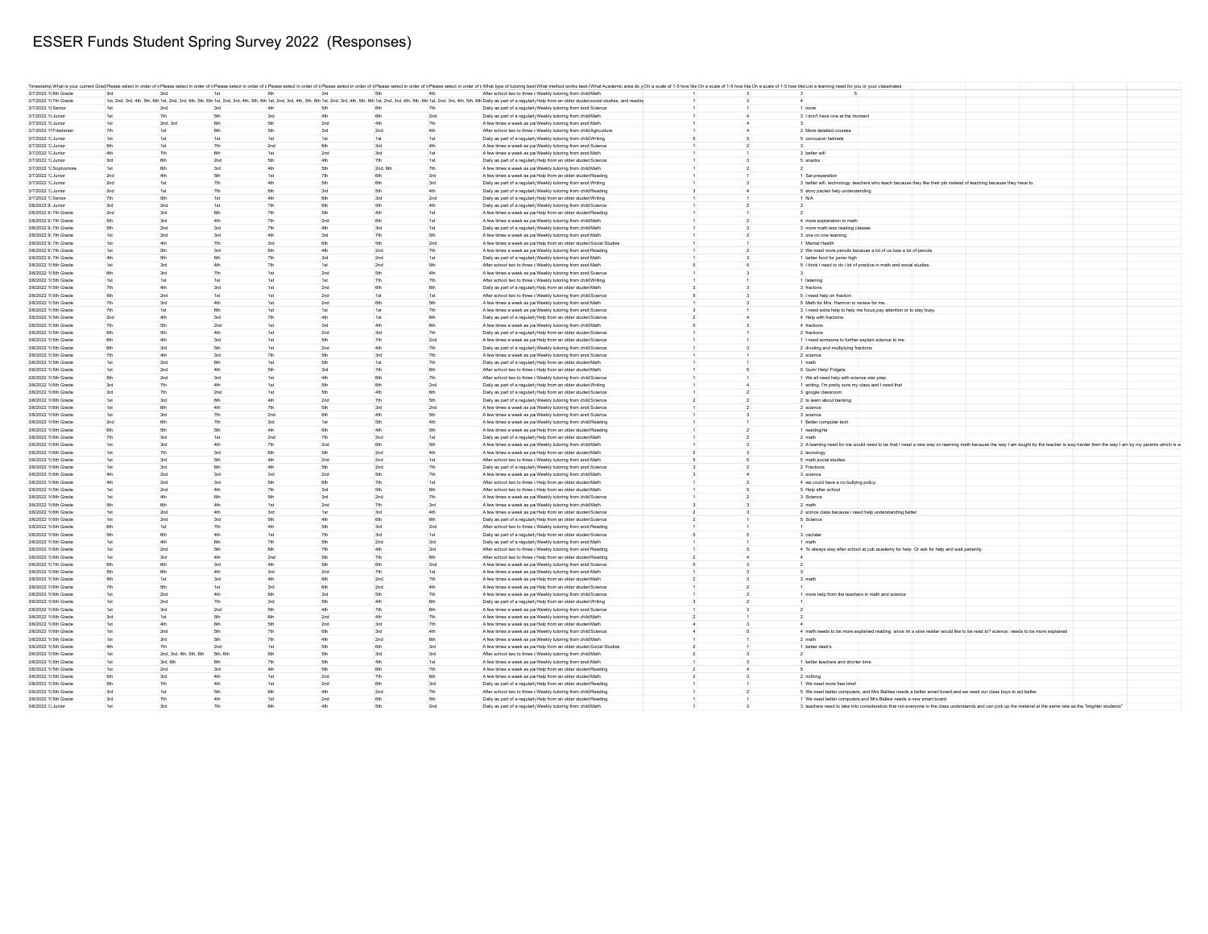# ESSER Funds Student Spring Survey 2022 (Responses)

| Timestamp | What is your current Grad | Please select in order of i | Please select in order of i | Please select in order of i | Please select in order of i | Please select in order of i | Please select in order of i | Please select in order of i | What type of tutoring best | What method works best f | What Academic area do y | On a scale of 1-5 how like | On a scale of 1-5 how like | On a scale of 1-5 how like | List a learning need for you or your classmates: |
|---|---|---|---|---|---|---|---|---|---|---|---|---|---|---|---|
| 3/7/2022 1 | 8th Grade | 3rd | 2nd | 1st | 5th | 3rd | 5th | 4th | After school two to three c | Weekly tutoring from child | Math | 1 | 3 | 3 | 5 |
| 3/7/2022 1 | 7th Grade | 1st, 2nd, 3rd, 4th, 5th, 6th | 1st, 2nd, 3rd, 4th, 5th, 6th | 1st, 2nd, 3rd, 4th, 5th, 6th | 1st, 2nd, 3rd, 4th, 5th, 6th | 1st, 2nd, 3rd, 4th, 5th, 6th | 1st, 2nd, 3rd, 4th, 5th, 6th | 1st, 2nd, 3rd, 4th, 5th, 6th | Daily as part of a regularly | Help from an older student | social studies, and reading | 1 | 3 | 4 | |
| 3/7/2022 1 | Senior | 1st | 2nd | 3rd | 4th | 5th | 6th | 7th | Daily as part of a regularly | Weekly tutoring from anot | Science | 1 | 1 | 1 | none |
| 3/7/2022 1 | Junior | 1st | 7th | 5th | 3rd | 4th | 6th | 2nd | Daily as part of a regularly | Weekly tutoring from child | Math | 1 | 4 | 3 | I don't have one at the moment |
| 3/7/2022 1 | Junior | 1st | 2nd, 3rd | 6th | 5th | 2nd | 4th | 7th | A few times a week as pa | Weekly tutoring from anot | Math | 1 | 4 | 3 | |
| 3/7/2022 1 | Freshman | 7th | 1st | 6th | 5th | 3rd | 2nd | 4th | After school two to three c | Weekly tutoring from child | Agriculture | 1 | 4 | 2 | More detailed courses |
| 3/7/2022 1 | Junior | 1st | 1st | 1st | 1st | 1st | 1st | 1st | Daily as part of a regularly | Weekly tutoring from child | Writing | 5 | 5 | 5 | concusion helmets |
| 3/7/2022 1 | Junior | 5th | 1st | 7th | 2nd | 6th | 3rd | 4th | A few times a week as pa | Weekly tutoring from anot | Science | 1 | 2 | 3 | |
| 3/7/2022 1 | Junior | 4th | 7th | 6th | 1st | 2nd | 3rd | 1st | A few times a week as pa | Weekly tutoring from anot | Math | 1 | 1 | 3 | better wifi |
| 3/7/2022 1 | Junior | 3rd | 6th | 2nd | 5th | 4th | 7th | 1st | Daily as part of a regularly | Help from an older student | Science | 1 | 3 | 5 | snacks |
| 3/7/2022 1 | Sophomore | 1st | 6th | 3rd | 4th | 5th | 2nd, 6th | 7th | A few times a week as pa | Weekly tutoring from child | Math | 1 | 2 | 2 | |
| 3/7/2022 1 | Junior | 2nd | 4th | 5th | 1st | 7th | 6th | 3rd | A few times a week as pa | Help from an older student | Reading | 1 | 1 | 1 | Sat preparation |
| 3/7/2022 1 | Junior | 2nd | 1st | 7th | 4th | 5th | 6th | 3rd | Daily as part of a regularly | Weekly tutoring from anot | Writing | 1 | 3 | 3 | better wifi, technology, teachers who teach because they like their job instead of teaching because they have to. |
| 3/7/2022 1 | Junior | 2nd | 1st | 7th | 6th | 3rd | 5th | 4th | Daily as part of a regularly | Weekly tutoring from child | Reading | 3 | 4 | 5 | story packet help understanding |
| 3/7/2022 1 | Senior | 7th | 5th | 1st | 4th | 6th | 3rd | 2nd | Daily as part of a regularly | Help from an older student | Writing | 1 | 1 | 1 | N/A |
| 3/8/2022 9 | Junior | 3rd | 2nd | 1st | 7th | 6th | 5th | 4th | Daily as part of a regularly | Weekly tutoring from child | Science | 1 | 2 | 3 | |
| 3/8/2022 9 | 7th Grade | 2nd | 3rd | 6th | 7th | 5th | 4th | 1st | A few times a week as pa | Help from an older student | Reading | 1 | 1 | 2 | |
| 3/8/2022 9 | 7th Grade | 5th | 3rd | 4th | 7th | 2nd | 6th | 1st | A few times a week as pa | Weekly tutoring from child | Math | 1 | 2 | 4 | more explanation in math |
| 3/8/2022 9 | 7th Grade | 5th | 2nd | 3rd | 7th | 4th | 3rd | 1st | Daily as part of a regularly | Weekly tutoring from child | Math | 1 | 3 | 3 | more math less reading classes |
| 3/8/2022 9 | 7th Grade | 1st | 2nd | 3rd | 4th | 3rd | 7th | 5th | A few times a week as pa | Weekly tutoring from anot | Math | 1 | 2 | 3 | one on one learning |
| 3/8/2022 9 | 7th Grade | 1st | 4th | 7th | 3rd | 6th | 5th | 2nd | A few times a week as pa | Help from an older student | Social Studies | 1 | 1 | 1 | Mental Health |
| 3/8/2022 9 | 7th Grade | 1st | 5th | 3rd | 6th | 4th | 2nd | 7th | A few times a week as pa | Weekly tutoring from anot | Reading | 1 | 2 | 2 | We need more pencils because a lot of us lose a lot of pencils |
| 3/8/2022 9 | 7th Grade | 4th | 5th | 6th | 7th | 3rd | 2nd | 1st | Daily as part of a regularly | Weekly tutoring from anot | Math | 1 | 3 | 1 | better food for junior high |
| 3/8/2022 1 | 5th Grade | 1st | 3rd | 4th | 7th | 1st | 2nd | 5th | After school two to three c | Weekly tutoring from child | Math | 5 | 5 | 5 | I think i need to do i lot of practice in math and social studies. |
| 3/8/2022 1 | 5th Grade | 6th | 3rd | 7th | 1st | 2nd | 5th | 4th | A few times a week as pa | Weekly tutoring from anot | Science | 1 | 3 | 3 | |
| 3/8/2022 1 | 5th Grade | 1st | 1st | 1st | 1st | 1st | 7th | 7th | After school two to three c | Weekly tutoring from child | Writing | 1 | 1 | 1 | listening |
| 3/8/2022 1 | 5th Grade | 7th | 4th | 3rd | 1st | 2nd | 6th | 6th | Daily as part of a regularly | Help from an older student | Math | 3 | 3 | 3 | fractions |
| 3/8/2022 1 | 5th Grade | 5th | 2nd | 1st | 1st | 2nd | 1st | 1st | After school two to three c | Weekly tutoring from child | Science | 5 | 3 | 5 | I need help on fraction |
| 3/8/2022 1 | 5th Grade | 1st | 3rd | 4th | 1st | 2nd | 6th | 5th | A few times a week as pa | Weekly tutoring from anot | Math | 1 | 3 | 5 | Math for Mrs. Harmon to review for me. |
| 3/8/2022 1 | 5th Grade | 7th | 1st | 6th | 1st | 1st | 1st | 7th | A few times a week as pa | Weekly tutoring from anot | Science | 3 | 1 | 3 | I need extra help to help me focus,pay attention or to stay busy. |
| 3/8/2022 1 | 5th Grade | 2nd | 4th | 3rd | 7th | 4th | 1st | 6th | Daily as part of a regularly | Help from an older student | Science | 2 | 4 | 4 | Help with fractions. |
| 3/8/2022 1 | 5th Grade | 7th | 5th | 2nd | 1st | 3rd | 4th | 6th | A few times a week as pa | Weekly tutoring from child | Math | 5 | 3 | 4 | fractions |
| 3/8/2022 1 | 5th Grade | 6th | 5th | 4th | 1st | 2nd | 3rd | 7th | Daily as part of a regularly | Help from an older student | Science | 1 | 1 | 2 | fractions |
| 3/8/2022 1 | 5th Grade | 6th | 4th | 3rd | 1st | 5th | 7th | 2nd | A few times a week as pa | Help from an older student | Science | 1 | 1 | 1 | I need someone to further explain science to me. |
| 3/8/2022 1 | 5th Grade | 6th | 3rd | 5th | 1st | 2nd | 4th | 7th | Daily as part of a regularly | Weekly tutoring from child | Science | 1 | 3 | 2 | dividing and multiplying fractions |
| 3/8/2022 1 | 5th Grade | 7th | 4th | 3rd | 7th | 5th | 3rd | 7th | A few times a week as pa | Weekly tutoring from anot | Science | 1 | 1 | 2 | science |
| 3/8/2022 1 | 5th Grade | 1st | 2nd | 6th | 1st | 5th | 1st | 7th | Daily as part of a regularly | Help from an older student | Math | 1 | 1 | 1 | math |
| 3/8/2022 1 | 5th Grade | 1st | 3rd | 5th | 5th | 3rd | 7th | 6th | After school two to three c | Help from an older student | Math | 1 | 5 | 5 | Gum! Help! Fidgets |
| 3/8/2022 1 | 5th Grade | 5th | 2nd | 3rd | 1st | 4th | 6th | 7th | After school two to three c | Weekly tutoring from child | Science | 1 | 1 | 1 | We all need help with science star prep. |
| 3/8/2022 1 | 6th Grade | 3rd | 7th | 4th | 1st | 5th | 6th | 2nd | Daily as part of a regularly | Help from an older student | Writing | 1 | 4 | 1 | writing. I'm pretty sure my class and I need that |
| 3/8/2022 1 | 6th Grade | 3rd | 7th | 2nd | 1st | 5th | 4th | 6th | Daily as part of a regularly | Help from an older student | Science | 1 | 2 | 3 | google classroom |
| 3/8/2022 1 | 6th Grade | 1st | 3rd | 6th | 4th | 2nd | 7th | 5th | Daily as part of a regularly | Weekly tutoring from child | Science | 2 | 2 | 2 | to learn about banking |
| 3/8/2022 1 | 6th Grade | 1st | 6th | 4th | 7th | 5th | 3rd | 2nd | A few times a week as pa | Weekly tutoring from anot | Science | 1 | 2 | 2 | science |
| 3/8/2022 1 | 6th Grade | 1st | 3rd | 7th | 2nd | 6th | 4th | 5th | A few times a week as pa | Weekly tutoring from anot | Science | 1 | 3 | 3 | science |
| 3/8/2022 1 | 6th Grade | 2nd | 6th | 7th | 3rd | 1st | 5th | 4th | A few times a week as pa | Weekly tutoring from child | Reading | 1 | 1 | 1 | Better computer tech |
| 3/8/2022 1 | 6th Grade | 6th | 5th | 5th | 4th | 6th | 4th | 5th | A few times a week as pa | Help from an older student | Reading | 1 | 2 | 1 | reading/ela |
| 3/8/2022 1 | 6th Grade | 7th | 3rd | 1st | 2nd | 7th | 2nd | 1st | Daily as part of a regularly | Help from an older student | Math | 1 | 2 | 2 | math |
| 3/8/2022 1 | 6th Grade | 1st | 3rd | 4th | 7th | 2nd | 6th | 5th | A few times a week as pa | Weekly tutoring from child | Math | 1 | 3 | 2 | A learning need for me would need to be that I need a new way on learning math because the way I am tought by the teacher is way harder then the way I am by my parents which is w |
| 3/8/2022 1 | 6th Grade | 1st | 7th | 3rd | 6th | 5th | 2nd | 4th | A few times a week as pa | Help from an older student | Math | 2 | 3 | 2 | tecnology |
| 3/8/2022 1 | 5th Grade | 1st | 3rd | 5th | 4th | 2nd | 2nd | 1st | After school two to three c | Weekly tutoring from anot | Math | 5 | 5 | 5 | math,social studies. |
| 3/8/2022 1 | 6th Grade | 1st | 3rd | 6th | 4th | 5th | 2nd | 7th | Daily as part of a regularly | Weekly tutoring from anot | Science | 3 | 2 | 2 | Fractions |
| 3/8/2022 1 | 6th Grade | 4th | 2nd | 3rd | 3rd | 2nd | 5th | 7th | A few times a week as pa | Weekly tutoring from child | Math | 3 | 4 | 3 | science |
| 3/8/2022 1 | 6th Grade | 4th | 2nd | 3rd | 5th | 6th | 7th | 1st | After school two to three c | Help from an older student | Math | 1 | 2 | 4 | we could have a no bullying policy. |
| 3/8/2022 1 | 5th Grade | 1st | 2nd | 4th | 7th | 3rd | 5th | 6th | After school two to three c | Help from an older student | Math | 1 | 5 | 5 | Help after school |
| 3/8/2022 1 | 6th Grade | 1st | 4th | 6th | 5th | 3rd | 2nd | 7th | A few times a week as pa | Weekly tutoring from child | Science | 1 | 2 | 3 | Science |
| 3/8/2022 1 | 6th Grade | 5th | 6th | 4th | 1st | 2nd | 7th | 3rd | A few times a week as pa | Weekly tutoring from child | Math | 3 | 3 | 2 | math |
| 3/8/2022 1 | 6th Grade | 1st | 2nd | 4th | 3rd | 1st | 3rd | 4th | A few times a week as pa | Help from an older student | Science | 2 | 3 | 2 | scince class because i need help understanding better |
| 3/8/2022 1 | 6th Grade | 1st | 2nd | 3rd | 5th | 4th | 6th | 6th | Daily as part of a regularly | Help from an older student | Science | 2 | 1 | 5 | Science |
| 3/8/2022 1 | 6th Grade | 6th | 1st | 7th | 4th | 5th | 3rd | 2nd | After school two to three c | Weekly tutoring from anot | Reading | 1 | 1 | 1 | |
| 3/8/2022 1 | 6th Grade | 5th | 6th | 4th | 1st | 7th | 3rd | 1st | Daily as part of a regularly | Help from an older student | Science | 5 | 5 | 3 | caclater |
| 3/8/2022 1 | 5th Grade | 1st | 4th | 6th | 7th | 5th | 2nd | 3rd | Daily as part of a regularly | Weekly tutoring from anot | Math | 1 | 1 | 1 | math |
| 3/8/2022 1 | 6th Grade | 1st | 2nd | 5th | 6th | 7th | 4th | 3rd | After school two to three c | Weekly tutoring from anot | Reading | 1 | 5 | 4 | To always stay after school at cub academy for help. Or ask for help and wait patiently. |
| 3/8/2022 1 | 6th Grade | 1st | 3rd | 4th | 2nd | 5th | 7th | 6th | After school two to three c | Help from an older student | Reading | 2 | 4 | 4 | |
| 3/8/2022 1 | 7th Grade | 6th | 6th | 3rd | 4th | 5th | 6th | 2nd | A few times a week as pa | Weekly tutoring from anot | Science | 5 | 3 | 2 | |
| 3/8/2022 1 | 6th Grade | 5th | 6th | 4th | 3rd | 2nd | 7th | 1st | A few times a week as pa | Weekly tutoring from anot | Math | 1 | 3 | 3 | |
| 3/8/2022 1 | 5th Grade | 5th | 1st | 3rd | 4th | 6th | 2nd | 7th | A few times a week as pa | Help from an older student | Math | 2 | 3 | 3 | math |
| 3/8/2022 1 | 6th Grade | 7th | 5th | 1st | 3rd | 6th | 2nd | 4th | A few times a week as pa | Help from an older student | Science | 1 | 2 | 1 | |
| 3/8/2022 1 | 6th Grade | 1st | 2nd | 4th | 6th | 3rd | 5th | 7th | A few times a week as pa | Weekly tutoring from child | Science | 1 | 1 | 1 | more help from the teachers in math and science |
| 3/8/2022 1 | 6th Grade | 1st | 2nd | 7th | 3rd | 5th | 4th | 6th | Daily as part of a regularly | Help from an older student | Writing | 3 | 2 | 1 | |
| 3/8/2022 1 | 6th Grade | 1st | 3rd | 2nd | 5th | 4th | 7th | 6th | A few times a week as pa | Weekly tutoring from anot | Science | 1 | 3 | 2 | |
| 3/8/2022 1 | 6th Grade | 3rd | 1st | 5th | 6th | 2nd | 4th | 7th | A few times a week as pa | Weekly tutoring from child | Math | 2 | 1 | 2 | |
| 3/8/2022 1 | 6th Grade | 1st | 4th | 6th | 5th | 2nd | 3rd | 7th | A few times a week as pa | Help from an older student | Math | 4 | 3 | 4 | |
| 3/8/2022 1 | 6th Grade | 1st | 2nd | 5th | 7th | 6th | 3rd | 4th | A few times a week as pa | Weekly tutoring from child | Science | 4 | 5 | 4 | math:needs to be more explained reading: since im a slow reader would like to be read to? science: needs to be more explained |
| 3/8/2022 1 | 5th Grade | 1st | 3rd | 5th | 7th | 4th | 2nd | 6th | A few times a week as pa | Weekly tutoring from child | Math | 1 | 1 | 2 | math |
| 3/8/2022 1 | 5th Grade | 4th | 7th | 2nd | 1st | 5th | 6th | 3rd | A few times a week as pa | Help from an older student | Social Studies | 2 | 1 | 1 | better desk's |
| 3/8/2022 1 | 6th Grade | 1st | 2nd, 3rd, 4th, 5th, 6th | 5th, 6th | 5th | 5th | 3rd | 3rd | After school two to three c | Weekly tutoring from child | Math | 2 | 3 | 2 | |
| 3/8/2022 1 | 5th Grade | 1st | 3rd, 6th | 6th | 7th | 5th | 4th | 1st | A few times a week as pa | Weekly tutoring from anot | Math | 1 | 3 | 1 | better teachers and shorter time |
| 3/8/2022 1 | 5th Grade | 1st | 2nd | 3rd | 4th | 5th | 6th | 7th | A few times a week as pa | Help from an older student | Reading | 2 | 4 | 5 | |
| 3/8/2022 1 | 5th Grade | 5th | 3rd | 4th | 1st | 2nd | 7th | 6th | A few times a week as pa | Help from an older student | Math | 2 | 3 | 2 | nothing |
| 3/8/2022 1 | 5th Grade | 5th | 7th | 4th | 1st | 2nd | 6th | 3rd | Daily as part of a regularly | Help from an older student | Reading | 1 | 1 | 1 | We need more free time! |
| 3/8/2022 1 | 5th Grade | 3rd | 1st | 5th | 6th | 4th | 2nd | 7th | After school two to three c | Weekly tutoring from child | Reading | 1 | 2 | 5 | We need better computers, and Mrs Ballew needs a better smart board,and we need our class boys to act better. |
| 3/8/2022 1 | 5th Grade | 3rd | 7th | 4th | 1st | 2nd | 6th | 5th | Daily as part of a regularly | Help from an older student | Reading | 1 | 1 | 1 | We need better computers,and Mrs.Ballew needs a new smart board. |
| 3/8/2022 1 | Junior | 1st | 3rd | 7th | 6th | 4th | 5th | 2nd | Daily as part of a regularly | Weekly tutoring from child | Math | 1 | 3 | 3 | teachers need to take into consideration that not everyone in the class understands and can pick up the material at the same rate as the "brighter students" |